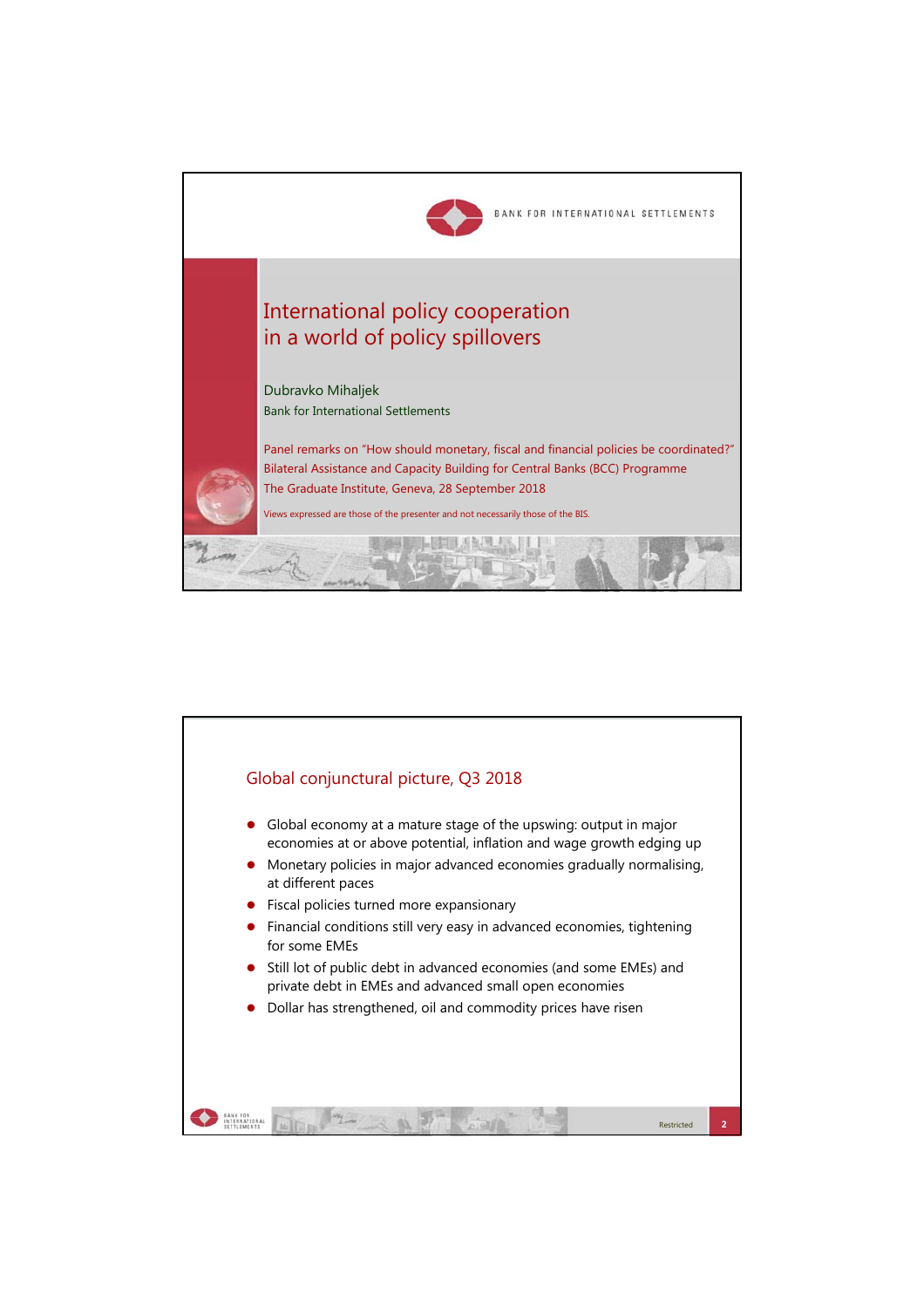# International policy cooperation in a world of policy spillovers

Dubravko Mihaljek

Bank for International Settlements

Panel remarks on "How should monetary, fiscal and financial policies be coordinated?"
Bilateral Assistance and Capacity Building for Central Banks (BCC) Programme
The Graduate Institute, Geneva, 28 September 2018

Views expressed are those of the presenter and not necessarily those of the BIS.

## Global conjunctural picture, Q3 2018

- Global economy at a mature stage of the upswing: output in major economies at or above potential, inflation and wage growth edging up
- Monetary policies in major advanced economies gradually normalising, at different paces
- Fiscal policies turned more expansionary
- Financial conditions still very easy in advanced economies, tightening for some EMEs
- Still lot of public debt in advanced economies (and some EMEs) and private debt in EMEs and advanced small open economies
- Dollar has strengthened, oil and commodity prices have risen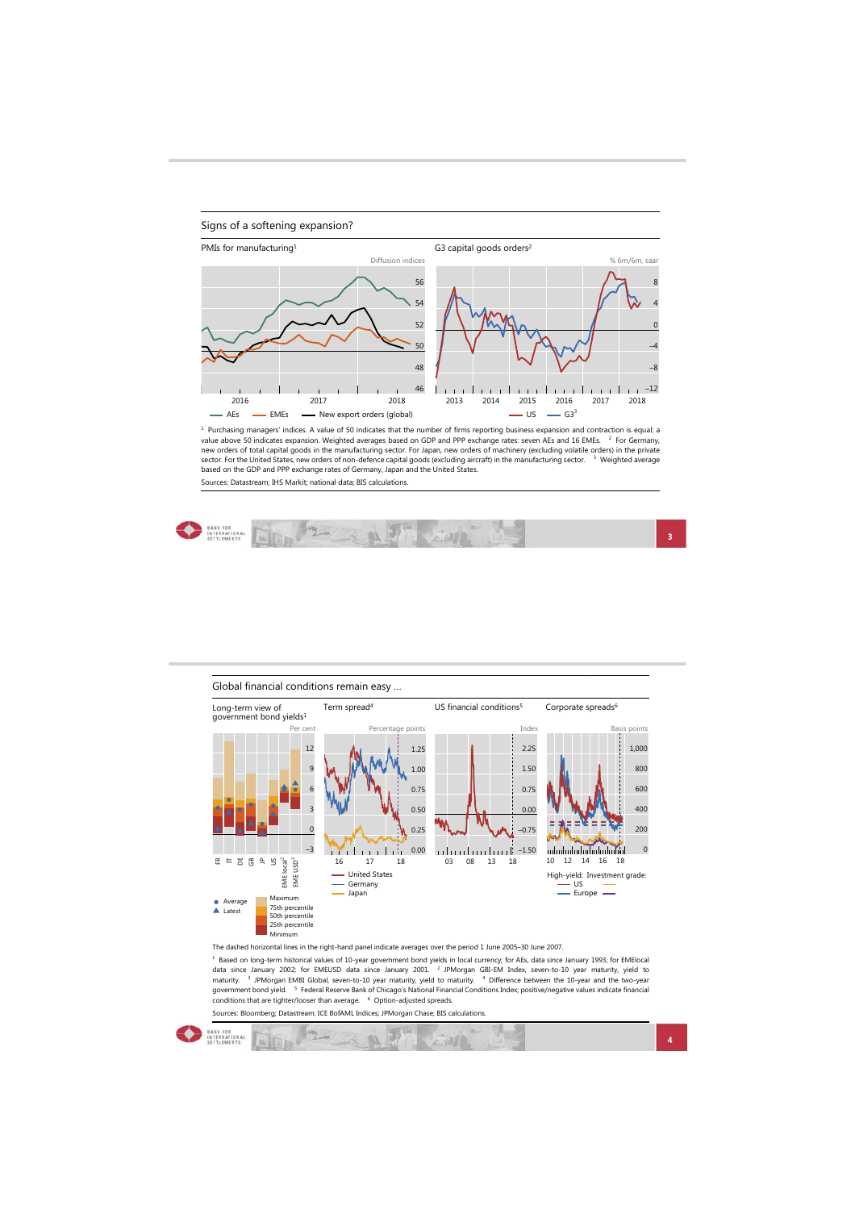## Signs of a softening expansion?

PMIs for manufacturing[1]

Diffusion indices

— AEs — EMEs — New export orders (global)

G3 capital goods orders[2]

% 6m/6m, saar

— US — G3[3]

[1] Purchasing managers' indices. A value of 50 indicates that the number of firms reporting business expansion and contraction is equal; a value above 50 indicates expansion. Weighted averages based on GDP and PPP exchange rates: seven AEs and 16 EMEs. [2] For Germany, new orders of total capital goods in the manufacturing sector. For Japan, new orders of machinery (excluding volatile orders) in the private sector. For the United States, new orders of non-defence capital goods (excluding aircraft) in the manufacturing sector. [3] Weighted average based on the GDP and PPP exchange rates of Germany, Japan and the United States.

Sources: Datastream; IHS Markit; national data; BIS calculations.

## Global financial conditions remain easy …

Long-term view of government bond yields[1]

Per cent

FR, IT, DE, GB, JP, US, EME local[2], EME USD[3]

● Average ▲ Latest

Maximum, 75th percentile, 50th percentile, 25th percentile, Minimum

Term spread[4]

Percentage points

— United States — Germany — Japan

US financial conditions[5]

Index

Corporate spreads[6]

Basis points

High-yield: Investment grade:
— US —
— Europe —

The dashed horizontal lines in the right-hand panel indicate averages over the period 1 June 2005–30 June 2007.

[1] Based on long-term historical values of 10-year government bond yields in local currency; for AEs, data since January 1993; for EMElocal data since January 2002; for EMEUSD data since January 2001. [2] JPMorgan GBI-EM Index, seven-to-10 year maturity, yield to maturity. [3] JPMorgan EMBI Global, seven-to-10 year maturity, yield to maturity. [4] Difference between the 10-year and the two-year government bond yield. [5] Federal Reserve Bank of Chicago's National Financial Conditions Index; positive/negative values indicate financial conditions that are tighter/looser than average. [6] Option-adjusted spreads.

Sources: Bloomberg; Datastream; ICE BofAML Indices; JPMorgan Chase; BIS calculations.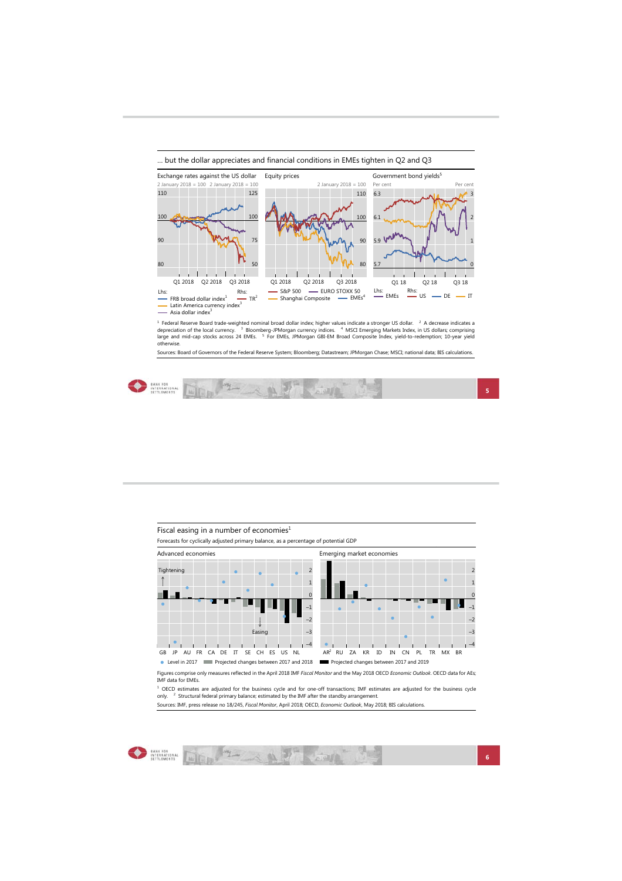## … but the dollar appreciates and financial conditions in EMEs tighten in Q2 and Q3

**Exchange rates against the US dollar**

2 January 2018 = 100 2 January 2018 = 100

Lhs: FRB broad dollar index[1]; Latin America currency index[3]; Asia dollar index[3]. Rhs: TR[2]

**Equity prices**

2 January 2018 = 100

S&P 500; EURO STOXX 50; Shanghai Composite; EMEs[4]

**Government bond yields[5]**

Per cent Per cent

Lhs: EMEs. Rhs: US; DE; IT

[1] Federal Reserve Board trade-weighted nominal broad dollar index; higher values indicate a stronger US dollar. [2] A decrease indicates a depreciation of the local currency. [3] Bloomberg-JPMorgan currency indices. [4] MSCI Emerging Markets Index, in US dollars; comprising large and mid-cap stocks across 24 EMEs. [5] For EMEs, JPMorgan GBI-EM Broad Composite Index, yield-to-redemption; 10-year yield otherwise.

Sources: Board of Governors of the Federal Reserve System; Bloomberg; Datastream; JPMorgan Chase; MSCI; national data; BIS calculations.

## Fiscal easing in a number of economies[1]

Forecasts for cyclically adjusted primary balance, as a percentage of potential GDP

**Advanced economies** (GB, JP, AU, FR, CA, DE, IT, SE, CH, ES, US, NL)

**Emerging market economies** (AR[2], RU, ZA, KR, ID, IN, CN, PL, TR, MX, BR)

Level in 2017; Projected changes between 2017 and 2018; Projected changes between 2017 and 2019

Figures comprise only measures reflected in the April 2018 IMF *Fiscal Monitor* and the May 2018 OECD *Economic Outlook*. OECD data for AEs; IMF data for EMEs.

[1] OECD estimates are adjusted for the business cycle and for one-off transactions; IMF estimates are adjusted for the business cycle only. [2] Structural federal primary balance; estimated by the IMF after the standby arrangement.

Sources: IMF, press release no 18/245, *Fiscal Monitor*, April 2018; OECD, *Economic Outlook*, May 2018; BIS calculations.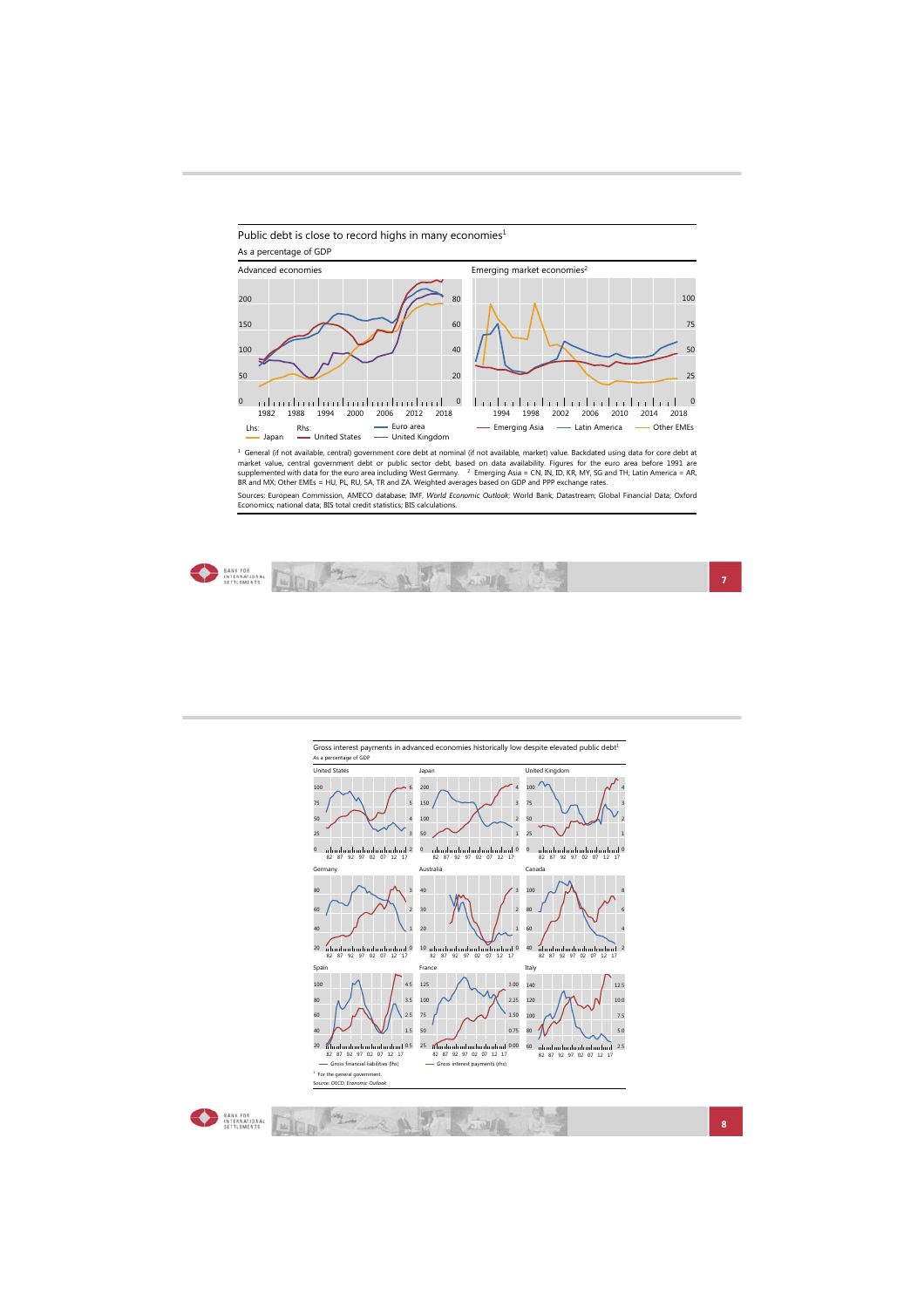Public debt is close to record highs in many economies[1]

As a percentage of GDP

Advanced economies

Emerging market economies[2]

[1] General (if not available, central) government core debt at nominal (if not available, market) value. Backdated using data for core debt at market value, central government debt or public sector debt, based on data availability. Figures for the euro area before 1991 are supplemented with data for the euro area including West Germany. [2] Emerging Asia = CN, IN, ID, KR, MY, SG and TH; Latin America = AR, BR and MX; Other EMEs = HU, PL, RU, SA, TR and ZA. Weighted averages based on GDP and PPP exchange rates.

Sources: European Commission, AMECO database; IMF, *World Economic Outlook*; World Bank; Datastream; Global Financial Data; Oxford Economics; national data; BIS total credit statistics; BIS calculations.

Gross interest payments in advanced economies historically low despite elevated public debt[1]

As a percentage of GDP

[1] For the general government.

Source: OECD, *Economic Outlook*.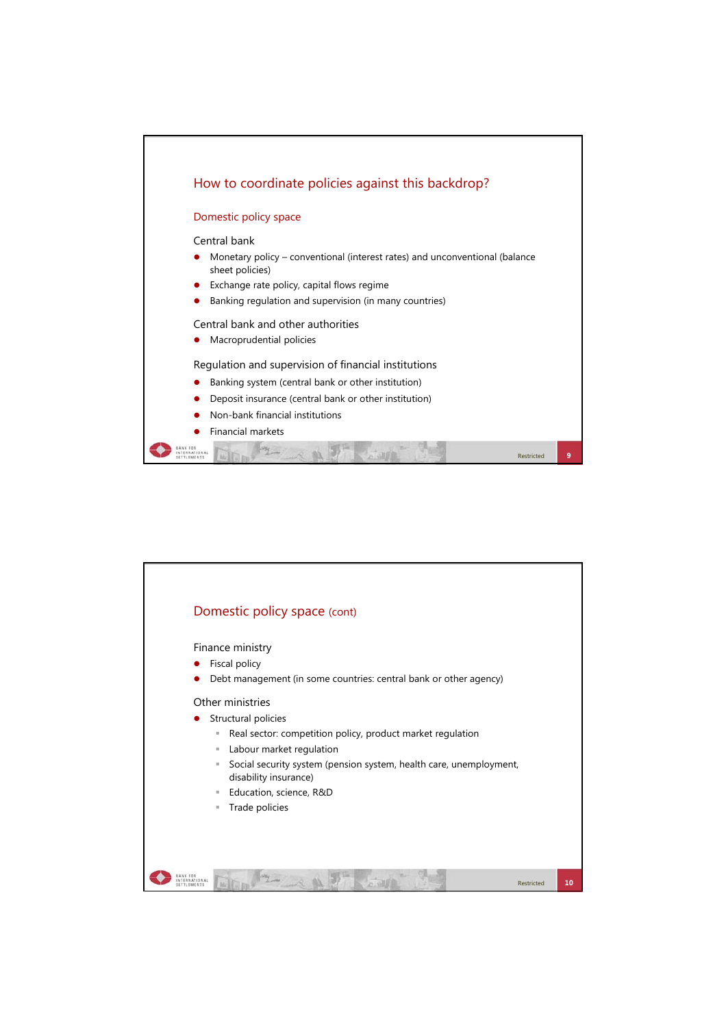## How to coordinate policies against this backdrop?

### Domestic policy space

Central bank

- Monetary policy – conventional (interest rates) and unconventional (balance sheet policies)
- Exchange rate policy, capital flows regime
- Banking regulation and supervision (in many countries)

Central bank and other authorities

- Macroprudential policies

Regulation and supervision of financial institutions

- Banking system (central bank or other institution)
- Deposit insurance (central bank or other institution)
- Non-bank financial institutions
- Financial markets

## Domestic policy space (cont)

Finance ministry

- Fiscal policy
- Debt management (in some countries: central bank or other agency)

Other ministries

- Structural policies
  - Real sector: competition policy, product market regulation
  - Labour market regulation
  - Social security system (pension system, health care, unemployment, disability insurance)
  - Education, science, R&D
  - Trade policies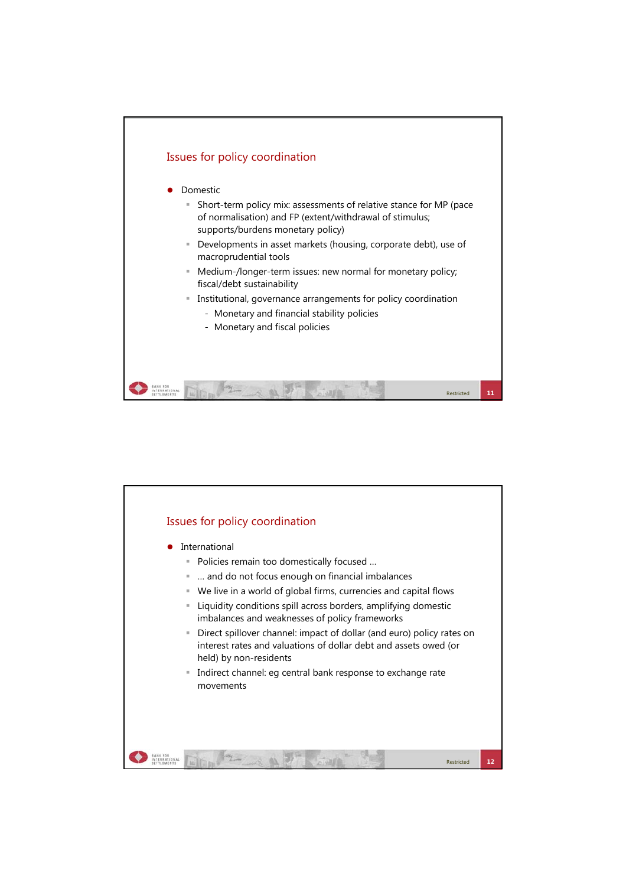## Issues for policy coordination

- Domestic
  - Short-term policy mix: assessments of relative stance for MP (pace of normalisation) and FP (extent/withdrawal of stimulus; supports/burdens monetary policy)
  - Developments in asset markets (housing, corporate debt), use of macroprudential tools
  - Medium-/longer-term issues: new normal for monetary policy; fiscal/debt sustainability
  - Institutional, governance arrangements for policy coordination
    - Monetary and financial stability policies
    - Monetary and fiscal policies

## Issues for policy coordination

- International
  - Policies remain too domestically focused …
  - … and do not focus enough on financial imbalances
  - We live in a world of global firms, currencies and capital flows
  - Liquidity conditions spill across borders, amplifying domestic imbalances and weaknesses of policy frameworks
  - Direct spillover channel: impact of dollar (and euro) policy rates on interest rates and valuations of dollar debt and assets owed (or held) by non-residents
  - Indirect channel: eg central bank response to exchange rate movements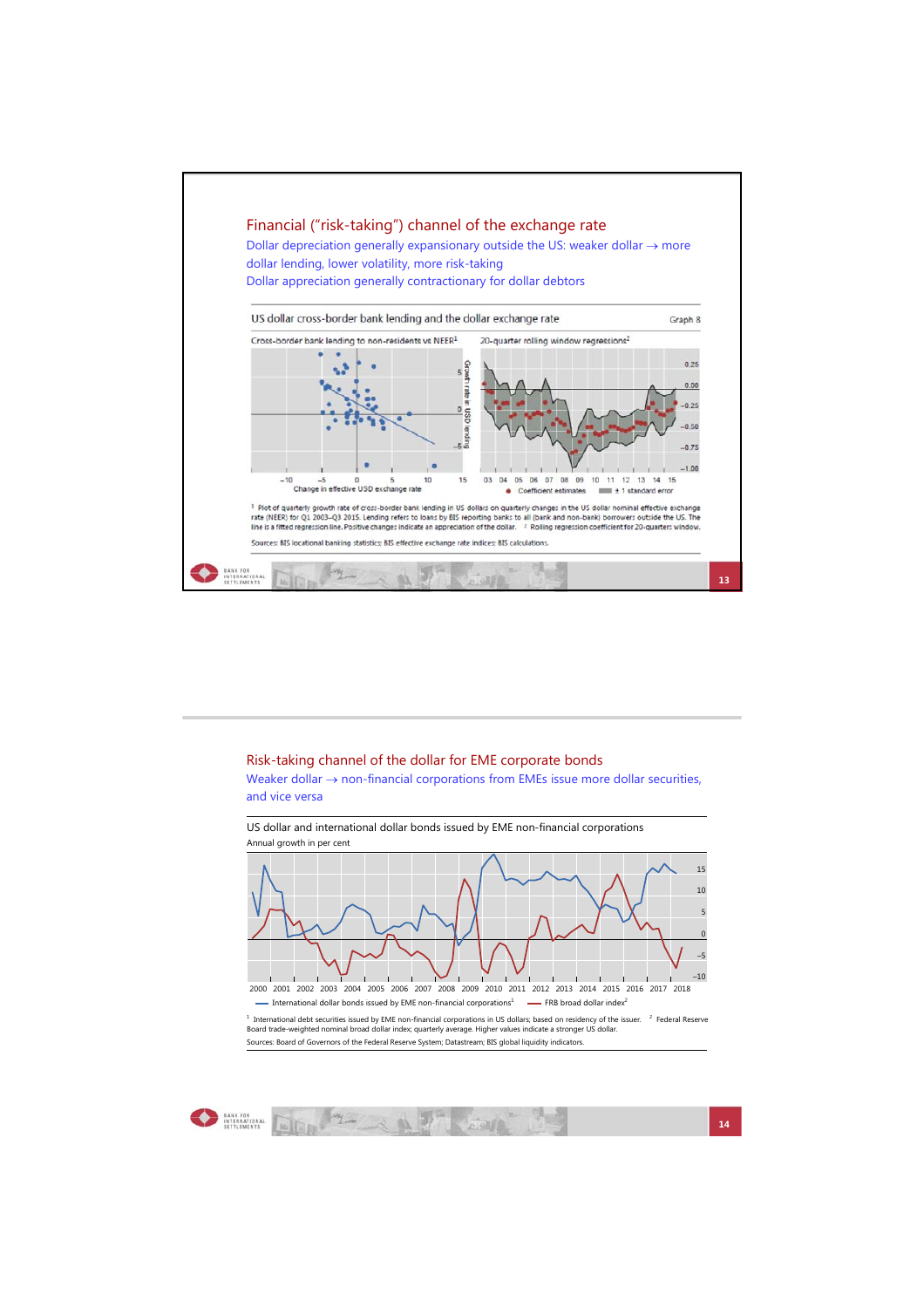## Financial ("risk-taking") channel of the exchange rate

Dollar depreciation generally expansionary outside the US: weaker dollar → more dollar lending, lower volatility, more risk-taking

Dollar appreciation generally contractionary for dollar debtors

US dollar cross-border bank lending and the dollar exchange rate — Graph 8

Cross-border bank lending to non-residents vs NEER[1]

20-quarter rolling window regressions[2]

[1] Plot of quarterly growth rate of cross-border bank lending in US dollars on quarterly changes in the US dollar nominal effective exchange rate (NEER) for Q1 2003–Q3 2015. Lending refers to loans by BIS reporting banks to all (bank and non-bank) borrowers outside the US. The line is a fitted regression line. Positive changes indicate an appreciation of the dollar. [2] Rolling regression coefficient for 20-quarters window.

Sources: BIS locational banking statistics; BIS effective exchange rate indices; BIS calculations.

## Risk-taking channel of the dollar for EME corporate bonds

Weaker dollar → non-financial corporations from EMEs issue more dollar securities, and vice versa

US dollar and international dollar bonds issued by EME non-financial corporations

Annual growth in per cent

— International dollar bonds issued by EME non-financial corporations[1] — FRB broad dollar index[2]

[1] International debt securities issued by EME non-financial corporations in US dollars; based on residency of the issuer. [2] Federal Reserve Board trade-weighted nominal broad dollar index; quarterly average. Higher values indicate a stronger US dollar.

Sources: Board of Governors of the Federal Reserve System; Datastream; BIS global liquidity indicators.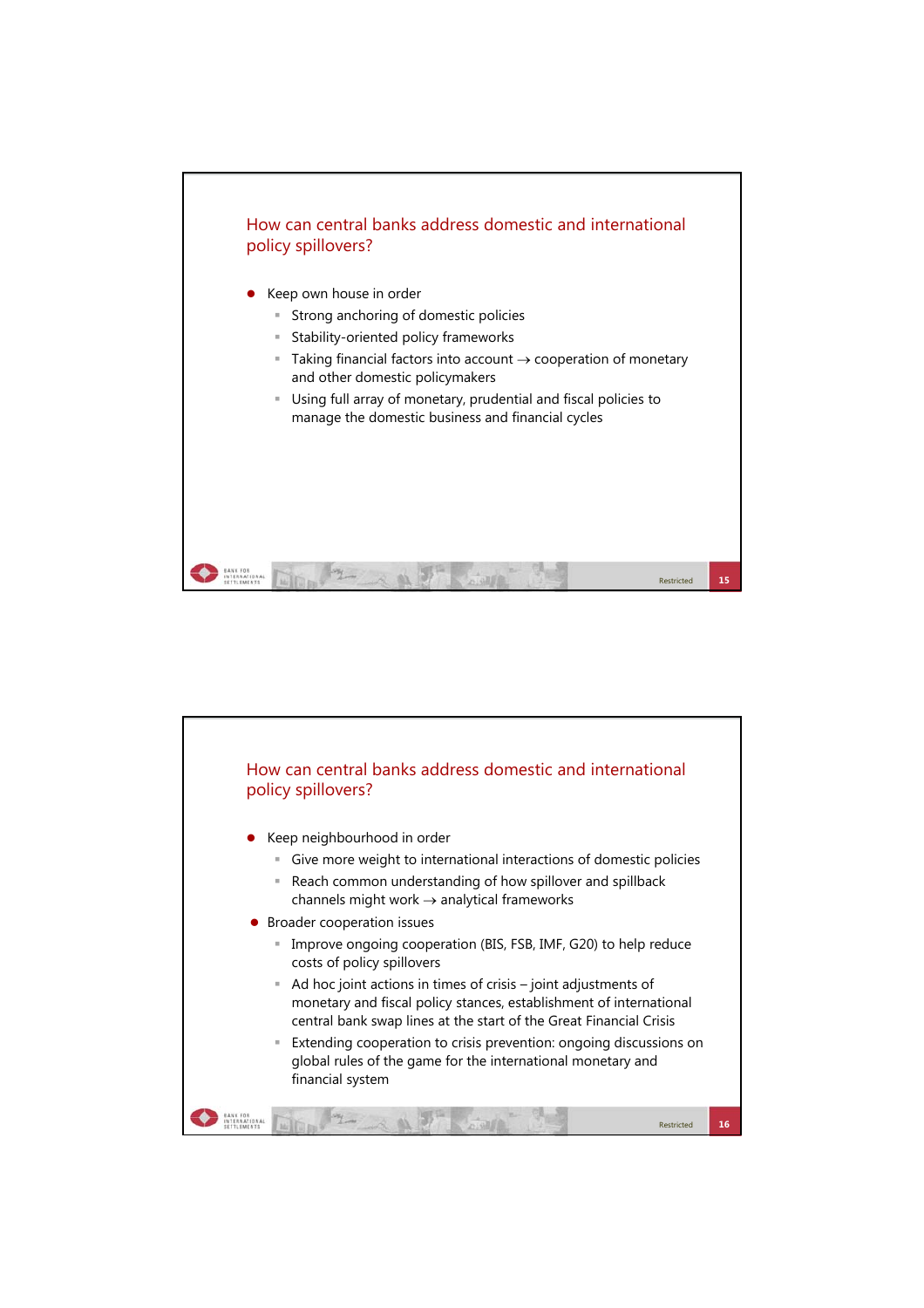## How can central banks address domestic and international policy spillovers?

- Keep own house in order
  - Strong anchoring of domestic policies
  - Stability-oriented policy frameworks
  - Taking financial factors into account → cooperation of monetary and other domestic policymakers
  - Using full array of monetary, prudential and fiscal policies to manage the domestic business and financial cycles

## How can central banks address domestic and international policy spillovers?

- Keep neighbourhood in order
  - Give more weight to international interactions of domestic policies
  - Reach common understanding of how spillover and spillback channels might work → analytical frameworks
- Broader cooperation issues
  - Improve ongoing cooperation (BIS, FSB, IMF, G20) to help reduce costs of policy spillovers
  - Ad hoc joint actions in times of crisis – joint adjustments of monetary and fiscal policy stances, establishment of international central bank swap lines at the start of the Great Financial Crisis
  - Extending cooperation to crisis prevention: ongoing discussions on global rules of the game for the international monetary and financial system